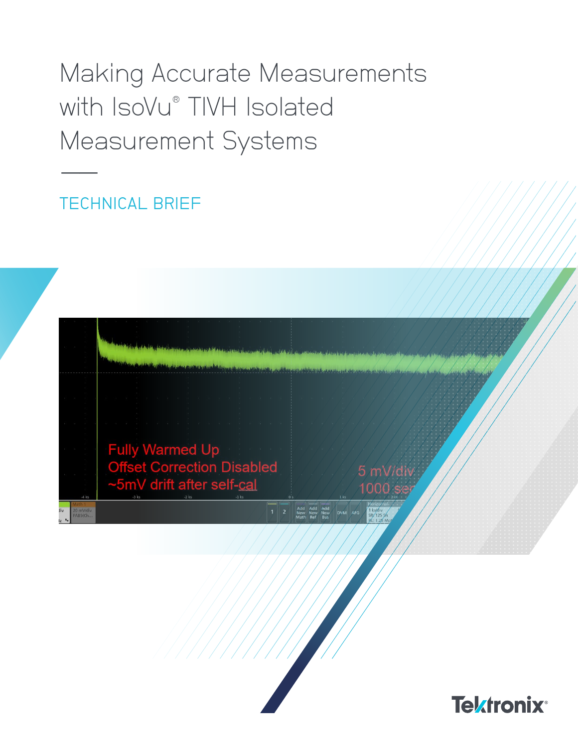# Making Accurate Measurements with IsoVu® TIVH Isolated Measurement Systems

TECHNICAL BRIEF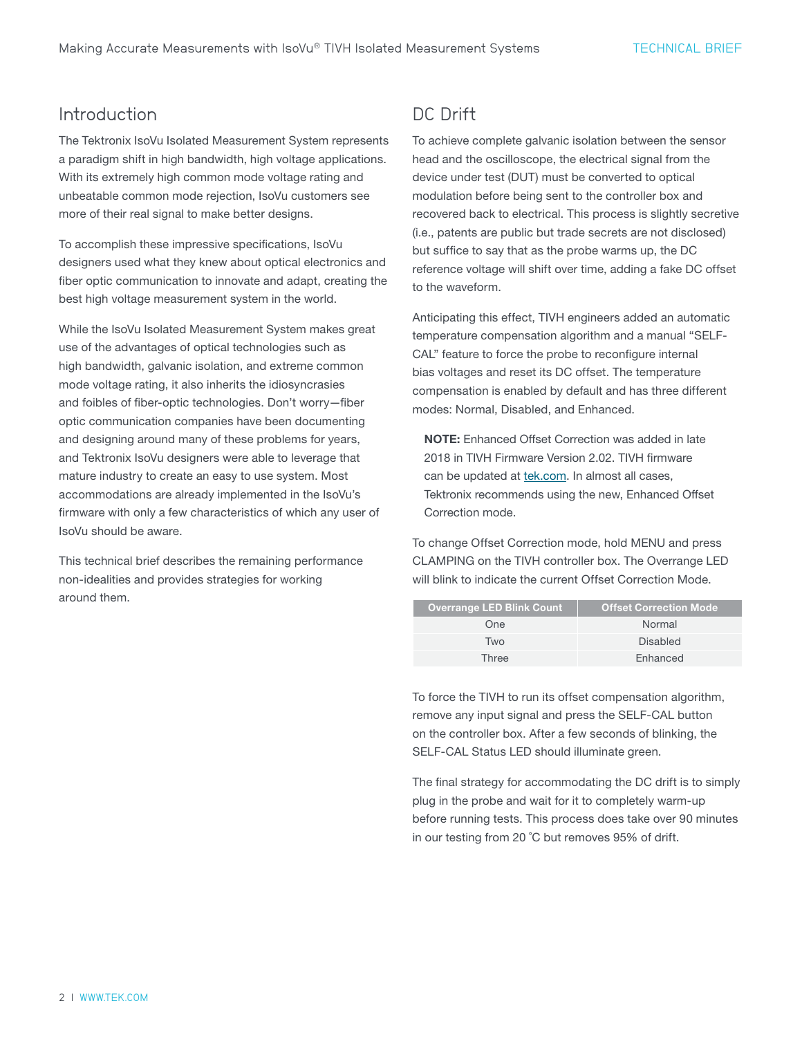## Introduction

The Tektronix IsoVu Isolated Measurement System represents a paradigm shift in high bandwidth, high voltage applications. With its extremely high common mode voltage rating and unbeatable common mode rejection, IsoVu customers see more of their real signal to make better designs.

To accomplish these impressive specifications, IsoVu designers used what they knew about optical electronics and fiber optic communication to innovate and adapt, creating the best high voltage measurement system in the world.

While the IsoVu Isolated Measurement System makes great use of the advantages of optical technologies such as high bandwidth, galvanic isolation, and extreme common mode voltage rating, it also inherits the idiosyncrasies and foibles of fiber-optic technologies. Don't worry—fiber optic communication companies have been documenting and designing around many of these problems for years, and Tektronix IsoVu designers were able to leverage that mature industry to create an easy to use system. Most accommodations are already implemented in the IsoVu's firmware with only a few characteristics of which any user of IsoVu should be aware.

This technical brief describes the remaining performance non-idealities and provides strategies for working around them.

## DC Drift

To achieve complete galvanic isolation between the sensor head and the oscilloscope, the electrical signal from the device under test (DUT) must be converted to optical modulation before being sent to the controller box and recovered back to electrical. This process is slightly secretive (i.e., patents are public but trade secrets are not disclosed) but suffice to say that as the probe warms up, the DC reference voltage will shift over time, adding a fake DC offset to the waveform.

Anticipating this effect, TIVH engineers added an automatic temperature compensation algorithm and a manual "SELF-CAL" feature to force the probe to reconfigure internal bias voltages and reset its DC offset. The temperature compensation is enabled by default and has three different modes: Normal, Disabled, and Enhanced.

> **NOTE:** Enhanced Offset Correction was added in late 2018 in TIVH Firmware Version 2.02. TIVH firmware can be updated at tek.com. In almost all cases, Tektronix recommends using the new, Enhanced Offset Correction mode.

To change Offset Correction mode, hold MENU and press CLAMPING on the TIVH controller box. The Overrange LED will blink to indicate the current Offset Correction Mode.

| Overrange LED Blink Count | Offset Correction Mode |
| --- | --- |
| One | Normal |
| Two | Disabled |
| Three | Enhanced |

To force the TIVH to run its offset compensation algorithm, remove any input signal and press the SELF-CAL button on the controller box. After a few seconds of blinking, the SELF-CAL Status LED should illuminate green.

The final strategy for accommodating the DC drift is to simply plug in the probe and wait for it to completely warm-up before running tests. This process does take over 90 minutes in our testing from 20 °C but removes 95% of drift.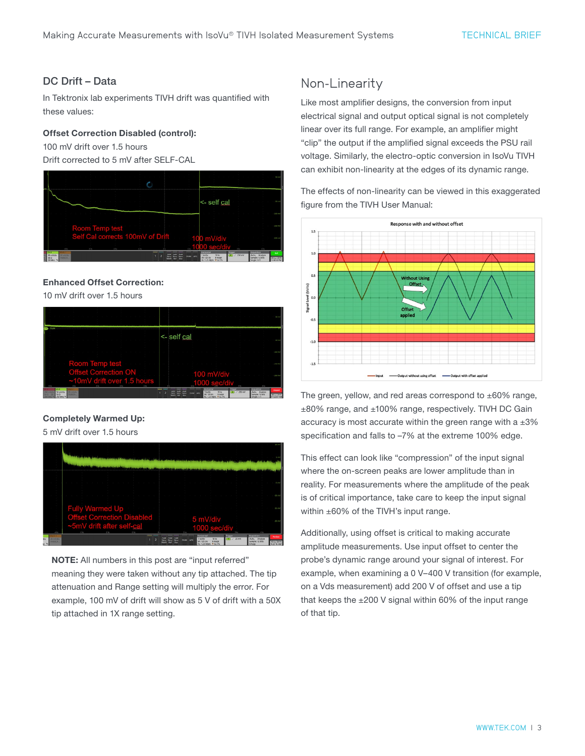## DC Drift – Data

In Tektronix lab experiments TIVH drift was quantified with these values:

**Offset Correction Disabled (control):**

100 mV drift over 1.5 hours

Drift corrected to 5 mV after SELF-CAL

**Enhanced Offset Correction:**

10 mV drift over 1.5 hours

**Completely Warmed Up:**

5 mV drift over 1.5 hours

**NOTE:** All numbers in this post are "input referred" meaning they were taken without any tip attached. The tip attenuation and Range setting will multiply the error. For example, 100 mV of drift will show as 5 V of drift with a 50X tip attached in 1X range setting.

## Non-Linearity

Like most amplifier designs, the conversion from input electrical signal and output optical signal is not completely linear over its full range. For example, an amplifier might "clip" the output if the amplified signal exceeds the PSU rail voltage. Similarly, the electro-optic conversion in IsoVu TIVH can exhibit non-linearity at the edges of its dynamic range.

The effects of non-linearity can be viewed in this exaggerated figure from the TIVH User Manual:

The green, yellow, and red areas correspond to ±60% range, ±80% range, and ±100% range, respectively. TIVH DC Gain accuracy is most accurate within the green range with a ±3% specification and falls to –7% at the extreme 100% edge.

This effect can look like "compression" of the input signal where the on-screen peaks are lower amplitude than in reality. For measurements where the amplitude of the peak is of critical importance, take care to keep the input signal within ±60% of the TIVH's input range.

Additionally, using offset is critical to making accurate amplitude measurements. Use input offset to center the probe's dynamic range around your signal of interest. For example, when examining a 0 V–400 V transition (for example, on a Vds measurement) add 200 V of offset and use a tip that keeps the ±200 V signal within 60% of the input range of that tip.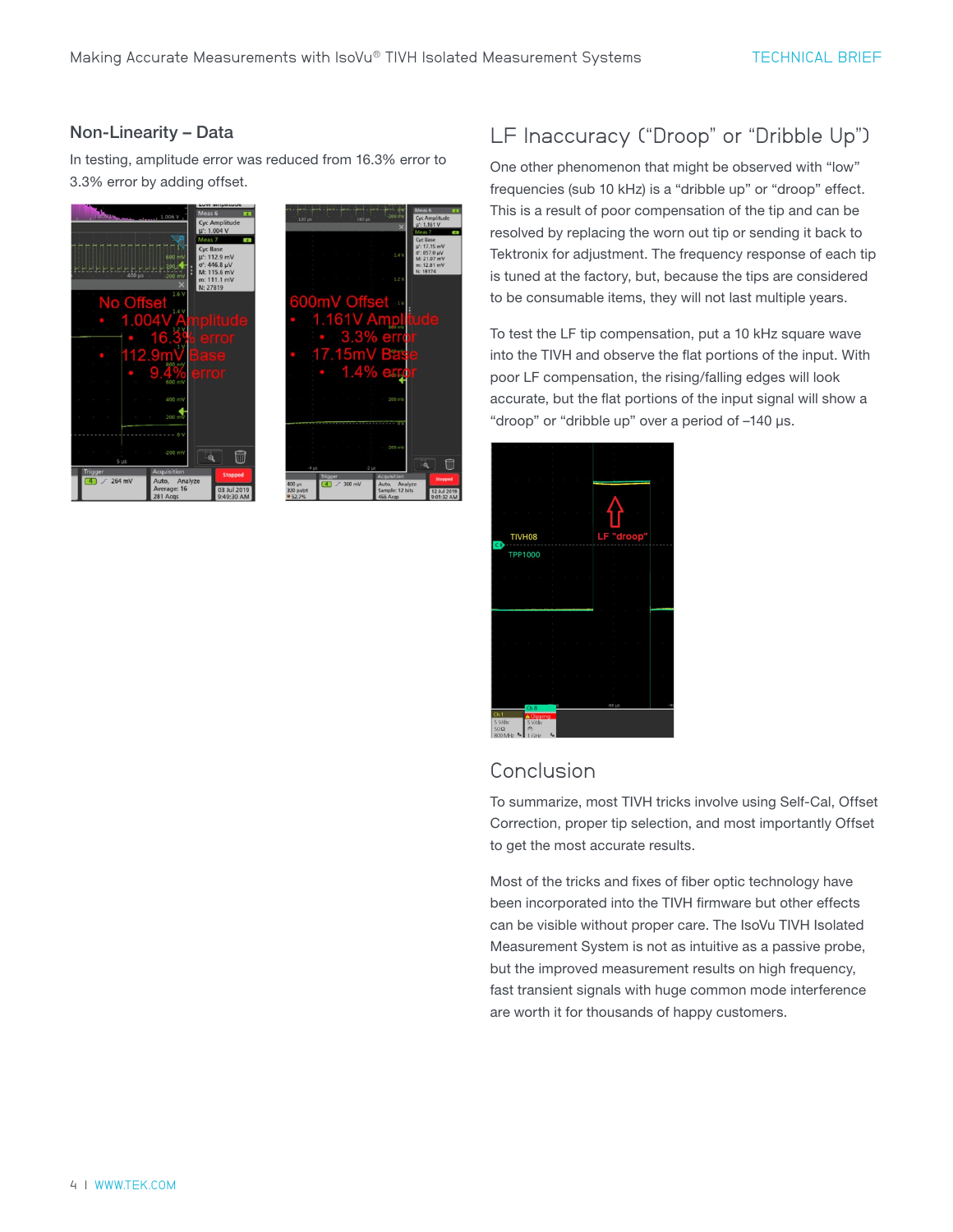### Non-Linearity – Data

In testing, amplitude error was reduced from 16.3% error to 3.3% error by adding offset.

## LF Inaccuracy (“Droop” or “Dribble Up”)

One other phenomenon that might be observed with “low” frequencies (sub 10 kHz) is a “dribble up” or “droop” effect. This is a result of poor compensation of the tip and can be resolved by replacing the worn out tip or sending it back to Tektronix for adjustment. The frequency response of each tip is tuned at the factory, but, because the tips are considered to be consumable items, they will not last multiple years.

To test the LF tip compensation, put a 10 kHz square wave into the TIVH and observe the flat portions of the input. With poor LF compensation, the rising/falling edges will look accurate, but the flat portions of the input signal will show a “droop” or “dribble up” over a period of ~140 µs.

## Conclusion

To summarize, most TIVH tricks involve using Self-Cal, Offset Correction, proper tip selection, and most importantly Offset to get the most accurate results.

Most of the tricks and fixes of fiber optic technology have been incorporated into the TIVH firmware but other effects can be visible without proper care. The IsoVu TIVH Isolated Measurement System is not as intuitive as a passive probe, but the improved measurement results on high frequency, fast transient signals with huge common mode interference are worth it for thousands of happy customers.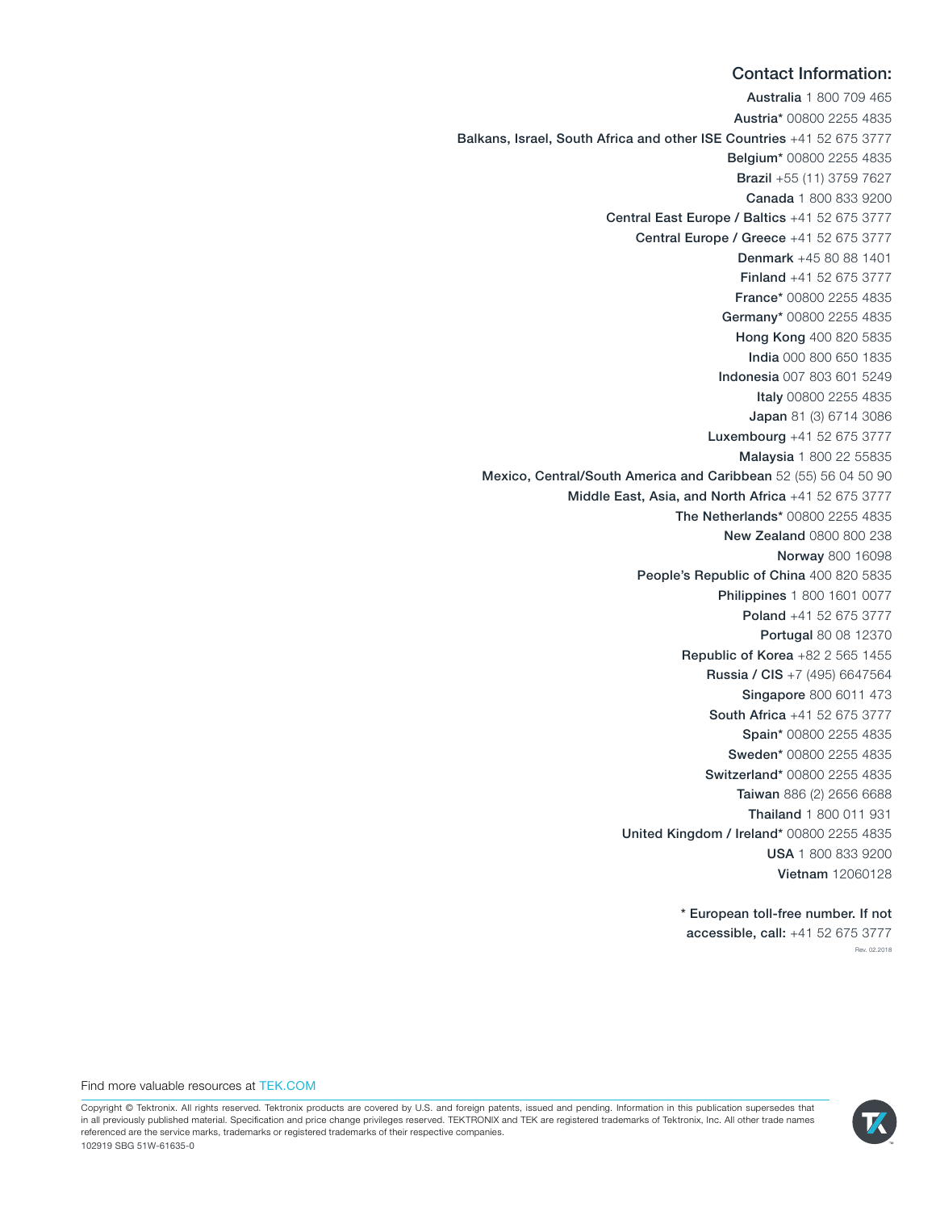## Contact Information:

**Australia** 1 800 709 465
**Austria*** 00800 2255 4835
**Balkans, Israel, South Africa and other ISE Countries** +41 52 675 3777
**Belgium*** 00800 2255 4835
**Brazil** +55 (11) 3759 7627
**Canada** 1 800 833 9200
**Central East Europe / Baltics** +41 52 675 3777
**Central Europe / Greece** +41 52 675 3777
**Denmark** +45 80 88 1401
**Finland** +41 52 675 3777
**France*** 00800 2255 4835
**Germany*** 00800 2255 4835
**Hong Kong** 400 820 5835
**India** 000 800 650 1835
**Indonesia** 007 803 601 5249
**Italy** 00800 2255 4835
**Japan** 81 (3) 6714 3086
**Luxembourg** +41 52 675 3777
**Malaysia** 1 800 22 55835
**Mexico, Central/South America and Caribbean** 52 (55) 56 04 50 90
**Middle East, Asia, and North Africa** +41 52 675 3777
**The Netherlands*** 00800 2255 4835
**New Zealand** 0800 800 238
**Norway** 800 16098
**People's Republic of China** 400 820 5835
**Philippines** 1 800 1601 0077
**Poland** +41 52 675 3777
**Portugal** 80 08 12370
**Republic of Korea** +82 2 565 1455
**Russia / CIS** +7 (495) 6647564
**Singapore** 800 6011 473
**South Africa** +41 52 675 3777
**Spain*** 00800 2255 4835
**Sweden*** 00800 2255 4835
**Switzerland*** 00800 2255 4835
**Taiwan** 886 (2) 2656 6688
**Thailand** 1 800 011 931
**United Kingdom / Ireland*** 00800 2255 4835
**USA** 1 800 833 9200
**Vietnam** 12060128

**\* European toll-free number. If not accessible, call:** +41 52 675 3777

Rev. 02.2018

Find more valuable resources at TEK.COM

Copyright © Tektronix. All rights reserved. Tektronix products are covered by U.S. and foreign patents, issued and pending. Information in this publication supersedes that in all previously published material. Specification and price change privileges reserved. TEKTRONIX and TEK are registered trademarks of Tektronix, Inc. All other trade names referenced are the service marks, trademarks or registered trademarks of their respective companies.
102919 SBG 51W-61635-0